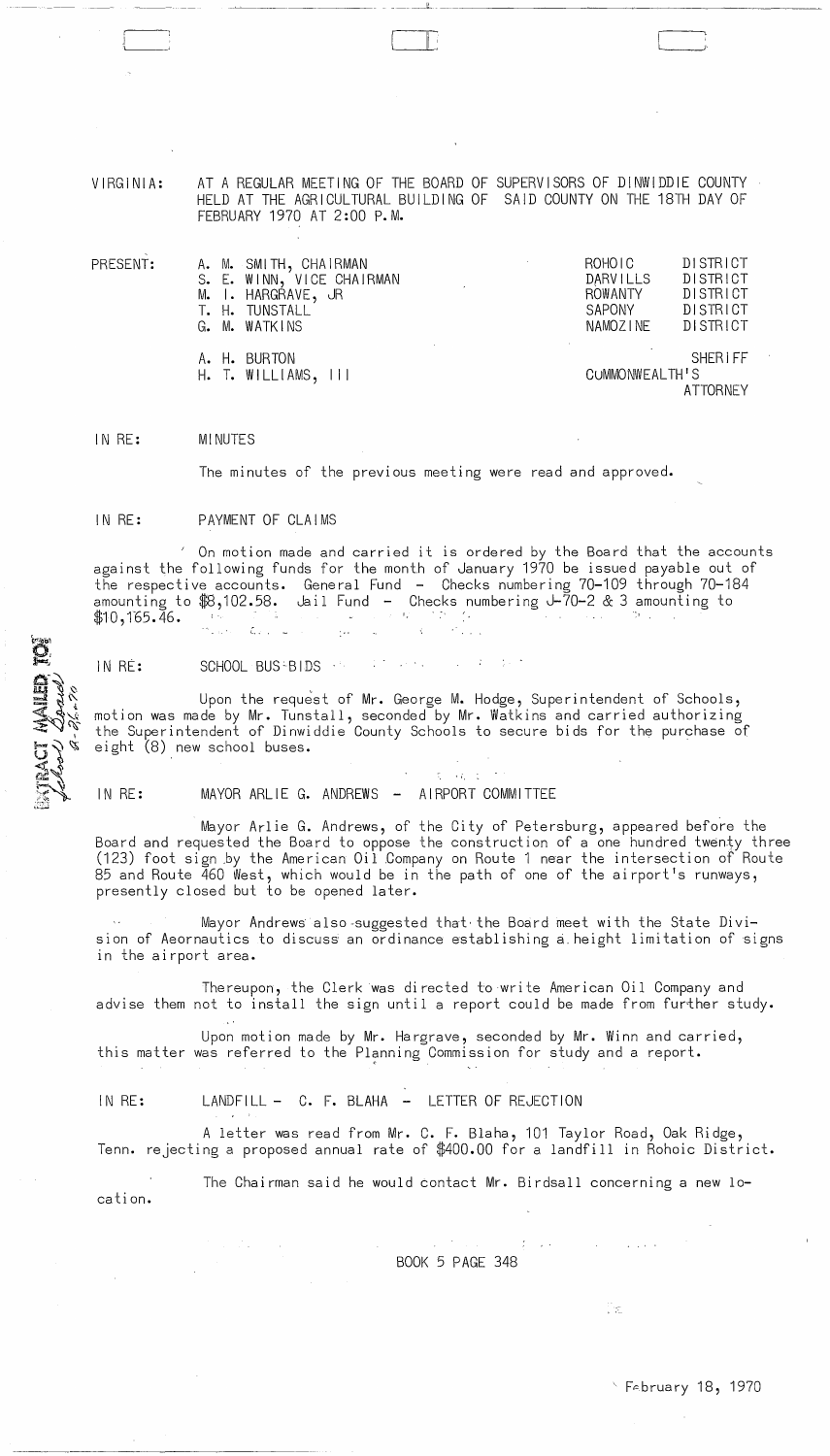VIRGINIA: AT A REGULAR MEETING OF THE BOARD OF SUPERVISORS OF DINWIDDIE COUNTY HELD AT THE AGRICULTURAL BUILDING OF SAID COUNTY ON THE 18TH DAY OF FEBRUARY 1970 AT 2:00 P.M.

| PRESENT: | | |
|---|---|---|
| | A. M. SMITH, CHAIRMAN | ROHOIC DISTRICT |
| | S. E. WINN, VICE CHAIRMAN | DARVILLS DISTRICT |
| | M. I. HARGRAVE, JR | ROWANTY DISTRICT |
| | T. H. TUNSTALL | SAPONY DISTRICT |
| | G. M. WATKINS | NAMOZINE DISTRICT |
| | A. H. BURTON | SHERIFF |
| | H. T. WILLIAMS, III | COMMONWEALTH'S ATTORNEY |

IN RE: MINUTES

The minutes of the previous meeting were read and approved.

IN RE: PAYMENT OF CLAIMS

On motion made and carried it is ordered by the Board that the accounts against the following funds for the month of January 1970 be issued payable out of the respective accounts. General Fund - Checks numbering 70-109 through 70-184 amounting to $8,102.58. Jail Fund - Checks numbering J-70-2 & 3 amounting to $10,165.46.

EXTRACT MAILED TO: School Board 2-26-70

IN RE: SCHOOL BUS BIDS

Upon the request of Mr. George M. Hodge, Superintendent of Schools, motion was made by Mr. Tunstall, seconded by Mr. Watkins and carried authorizing the Superintendent of Dinwiddie County Schools to secure bids for the purchase of eight (8) new school buses.

IN RE: MAYOR ARLIE G. ANDREWS - AIRPORT COMMITTEE

Mayor Arlie G. Andrews, of the City of Petersburg, appeared before the Board and requested the Board to oppose the construction of a one hundred twenty three (123) foot sign by the American Oil Company on Route 1 near the intersection of Route 85 and Route 460 West, which would be in the path of one of the airport's runways, presently closed but to be opened later.

Mayor Andrews also suggested that the Board meet with the State Division of Aeornautics to discuss an ordinance establishing a height limitation of signs in the airport area.

Thereupon, the Clerk was directed to write American Oil Company and advise them not to install the sign until a report could be made from further study.

Upon motion made by Mr. Hargrave, seconded by Mr. Winn and carried, this matter was referred to the Planning Commission for study and a report.

IN RE: LANDFILL - C. F. BLAHA - LETTER OF REJECTION

A letter was read from Mr. C. F. Blaha, 101 Taylor Road, Oak Ridge, Tenn. rejecting a proposed annual rate of $400.00 for a landfill in Rohoic District.

The Chairman said he would contact Mr. Birdsall concerning a new location.

BOOK 5 PAGE 348

February 18, 1970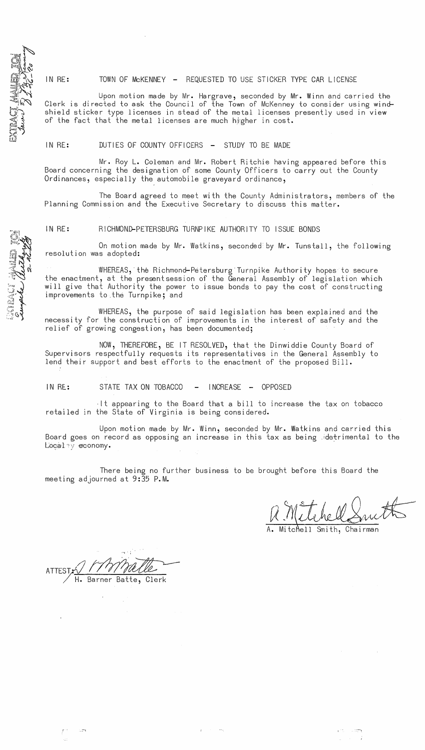IN RE: TOWN OF McKENNEY - REQUESTED TO USE STICKER TYPE CAR LICENSE

Upon motion made by Mr. Hargrave, seconded by Mr. Winn and carried the Clerk is directed to ask the Council of the Town of McKenney to consider using windshield sticker type licenses in stead of the metal licenses presently used in view of the fact that the metal licenses are much higher in cost.

IN RE: DUTIES OF COUNTY OFFICERS - STUDY TO BE MADE

Mr. Roy L. Coleman and Mr. Robert Ritchie having appeared before this Board concerning the designation of some County Officers to carry out the County Ordinances, especially the automobile graveyard ordinance,

The Board agreed to meet with the County Administrators, members of the Planning Commission and the Executive Secretary to discuss this matter.

IN RE: RICHMOND-PETERSBURG TURNPIKE AUTHORITY TO ISSUE BONDS

On motion made by Mr. Watkins, seconded by Mr. Tunstall, the following resolution was adopted:

WHEREAS, the Richmond-Petersburg Turnpike Authority hopes to secure the enactment, at the presentsession of the General Assembly of legislation which will give that Authority the power to issue bonds to pay the cost of constructing improvements to the Turnpike; and

WHEREAS, the purpose of said legislation has been explained and the necessity for the construction of improvements in the interest of safety and the relief of growing congestion, has been documented;

NOW, THEREFORE, BE IT RESOLVED, that the Dinwiddie County Board of Supervisors respectfully requests its representatives in the General Assembly to lend their support and best efforts to the enactment of the proposed Bill.

IN RE: STATE TAX ON TOBACCO - INCREASE - OPPOSED

It appearing to the Board that a bill to increase the tax on tobacco retailed in the State of Virginia is being considered.

Upon motion made by Mr. Winn, seconded by Mr. Watkins and carried this Board goes on record as opposing an increase in this tax as being detrimental to the Local economy.

There being no further business to be brought before this Board the meeting adjourned at 9:35 P.M.

A. Mitchell Smith, Chairman

ATTEST: H. Barner Batte, Clerk